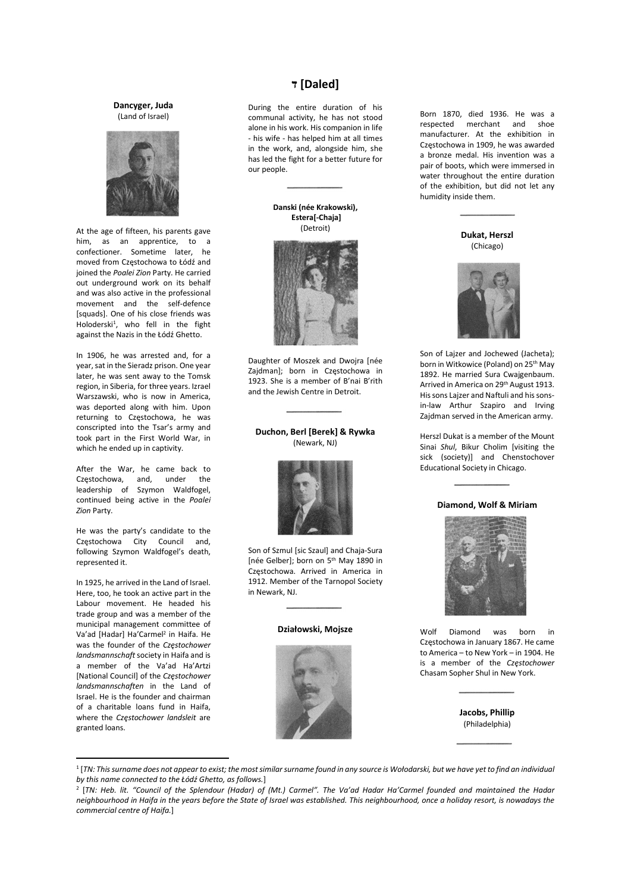# ד [Daled]

**Dancyger, Juda**
(Land of Israel)

At the age of fifteen, his parents gave him, as an apprentice, to a confectioner. Sometime later, he moved from Częstochowa to Łódź and joined the *Poalei Zion* Party. He carried out underground work on its behalf and was also active in the professional movement and the self-defence [squads]. One of his close friends was Holoderski[1], who fell in the fight against the Nazis in the Łódź Ghetto.

In 1906, he was arrested and, for a year, sat in the Sieradz prison. One year later, he was sent away to the Tomsk region, in Siberia, for three years. Izrael Warszawski, who is now in America, was deported along with him. Upon returning to Częstochowa, he was conscripted into the Tsar's army and took part in the First World War, in which he ended up in captivity.

After the War, he came back to Częstochowa, and, under the leadership of Szymon Waldfogel, continued being active in the *Poalei Zion* Party.

He was the party's candidate to the Częstochowa City Council and, following Szymon Waldfogel's death, represented it.

In 1925, he arrived in the Land of Israel. Here, too, he took an active part in the Labour movement. He headed his trade group and was a member of the municipal management committee of Va'ad [Hadar] Ha'Carmel[2] in Haifa. He was the founder of the *Częstochower landsmannschaft* society in Haifa and is a member of the Va'ad Ha'Artzi [National Council] of the *Częstochower landsmannschaften* in the Land of Israel. He is the founder and chairman of a charitable loans fund in Haifa, where the *Częstochower landsleit* are granted loans.

During the entire duration of his communal activity, he has not stood alone in his work. His companion in life - his wife - has helped him at all times in the work, and, alongside him, she has led the fight for a better future for our people.

---

**Danski (née Krakowski), Estera[-Chaja]**
(Detroit)

Daughter of Moszek and Dwojra [née Zajdman]; born in Częstochowa in 1923. She is a member of B'nai B'rith and the Jewish Centre in Detroit.

---

**Duchon, Berl [Berek] & Rywka**
(Newark, NJ)

Son of Szmul [sic Szaul] and Chaja-Sura [née Gelber]; born on 5th May 1890 in Częstochowa. Arrived in America in 1912. Member of the Tarnopol Society in Newark, NJ.

---

**Działowski, Mojsze**

Born 1870, died 1936. He was a respected merchant and shoe manufacturer. At the exhibition in Częstochowa in 1909, he was awarded a bronze medal. His invention was a pair of boots, which were immersed in water throughout the entire duration of the exhibition, but did not let any humidity inside them.

---

**Dukat, Herszl**
(Chicago)

Son of Lajzer and Jochewed (Jacheta); born in Witkowice (Poland) on 25th May 1892. He married Sura Cwajgenbaum. Arrived in America on 29th August 1913. His sons Lajzer and Naftuli and his sons-in-law Arthur Szapiro and Irving Zajdman served in the American army.

Herszl Dukat is a member of the Mount Sinai *Shul*, Bikur Cholim [visiting the sick (society)] and Chenstochover Educational Society in Chicago.

---

**Diamond, Wolf & Miriam**

Wolf Diamond was born in Częstochowa in January 1867. He came to America – to New York – in 1904. He is a member of the *Częstochower* Chasam Sopher Shul in New York.

---

**Jacobs, Phillip**
(Philadelphia)

---

[1] [*TN: This surname does not appear to exist; the most similar surname found in any source is Wołodarski, but we have yet to find an individual by this name connected to the Łódź Ghetto, as follows.*]

[2] [*TN: Heb. lit. "Council of the Splendour (Hadar) of (Mt.) Carmel". The Va'ad Hadar Ha'Carmel founded and maintained the Hadar neighbourhood in Haifa in the years before the State of Israel was established. This neighbourhood, once a holiday resort, is nowadays the commercial centre of Haifa.*]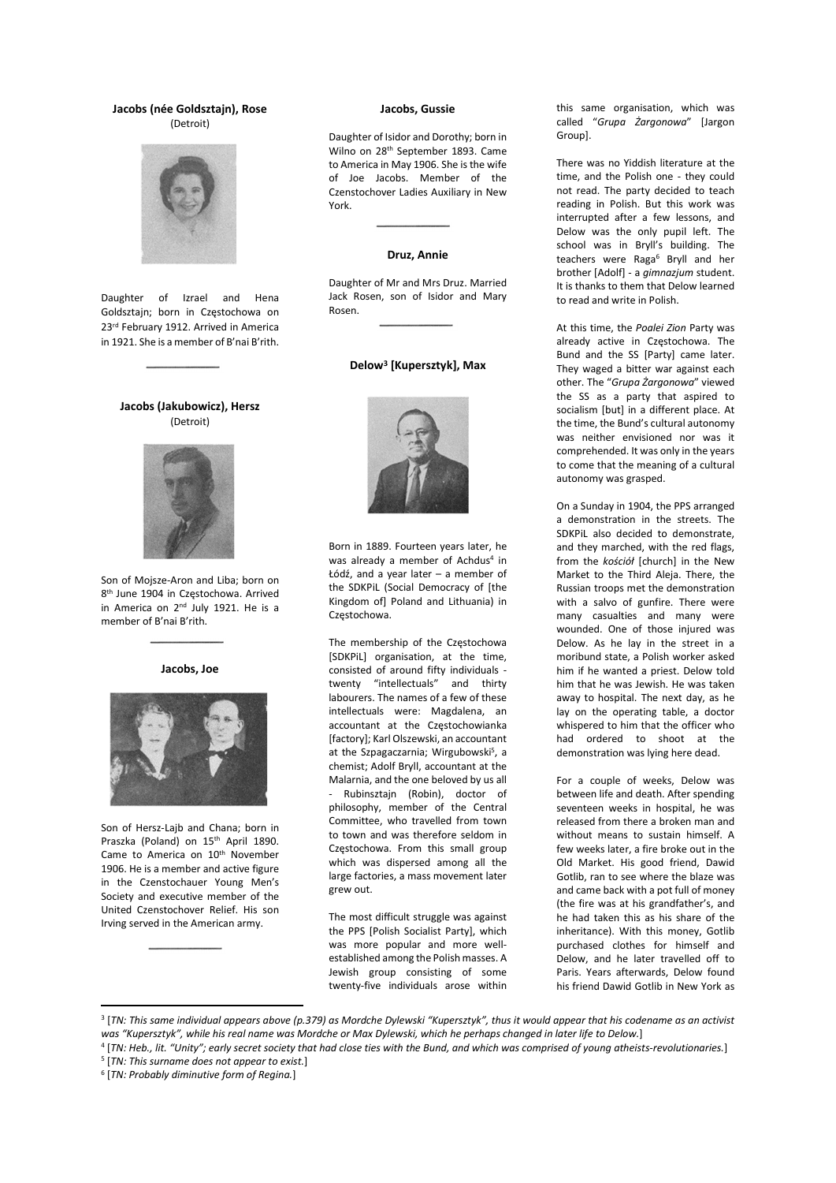### Jacobs (née Goldsztajn), Rose

(Detroit)

Daughter of Izrael and Hena Goldsztajn; born in Częstochowa on 23rd February 1912. Arrived in America in 1921. She is a member of B'nai B'rith.

---

### Jacobs (Jakubowicz), Hersz

(Detroit)

Son of Mojsze-Aron and Liba; born on 8th June 1904 in Częstochowa. Arrived in America on 2nd July 1921. He is a member of B'nai B'rith.

---

### Jacobs, Joe

Son of Hersz-Lajb and Chana; born in Praszka (Poland) on 15th April 1890. Came to America on 10th November 1906. He is a member and active figure in the Czenstochauer Young Men's Society and executive member of the United Czenstochover Relief. His son Irving served in the American army.

---

### Jacobs, Gussie

Daughter of Isidor and Dorothy; born in Wilno on 28th September 1893. Came to America in May 1906. She is the wife of Joe Jacobs. Member of the Czenstochover Ladies Auxiliary in New York.

---

### Druz, Annie

Daughter of Mr and Mrs Druz. Married Jack Rosen, son of Isidor and Mary Rosen.

---

### Delow[3] [Kupersztyk], Max

Born in 1889. Fourteen years later, he was already a member of Achdus[4] in Łódź, and a year later – a member of the SDKPiL (Social Democracy of [the Kingdom of] Poland and Lithuania) in Częstochowa.

The membership of the Częstochowa [SDKPiL] organisation, at the time, consisted of around fifty individuals - twenty "intellectuals" and thirty labourers. The names of a few of these intellectuals were: Magdalena, an accountant at the Częstochowianka [factory]; Karl Olszewski, an accountant at the Szpagaczarnia; Wirgubowski[5], a chemist; Adolf Bryll, accountant at the Malarnia, and the one beloved by us all - Rubinsztajn (Robin), doctor of philosophy, member of the Central Committee, who travelled from town to town and was therefore seldom in Częstochowa. From this small group which was dispersed among all the large factories, a mass movement later grew out.

The most difficult struggle was against the PPS [Polish Socialist Party], which was more popular and more well-established among the Polish masses. A Jewish group consisting of some twenty-five individuals arose within this same organisation, which was called "*Grupa Żargonowa*" [Jargon Group].

There was no Yiddish literature at the time, and the Polish one - they could not read. The party decided to teach reading in Polish. But this work was interrupted after a few lessons, and Delow was the only pupil left. The school was in Bryll's building. The teachers were Raga[6] Bryll and her brother [Adolf] - a *gimnazjum* student. It is thanks to them that Delow learned to read and write in Polish.

At this time, the *Poalei Zion* Party was already active in Częstochowa. The Bund and the SS [Party] came later. They waged a bitter war against each other. The "*Grupa Żargonowa*" viewed the SS as a party that aspired to socialism [but] in a different place. At the time, the Bund's cultural autonomy was neither envisioned nor was it comprehended. It was only in the years to come that the meaning of a cultural autonomy was grasped.

On a Sunday in 1904, the PPS arranged a demonstration in the streets. The SDKPiL also decided to demonstrate, and they marched, with the red flags, from the *kościół* [church] in the New Market to the Third Aleja. There, the Russian troops met the demonstration with a salvo of gunfire. There were many casualties and many were wounded. One of those injured was Delow. As he lay in the street in a moribund state, a Polish worker asked him if he wanted a priest. Delow told him that he was Jewish. He was taken away to hospital. The next day, as he lay on the operating table, a doctor whispered to him that the officer who had ordered to shoot at the demonstration was lying here dead.

For a couple of weeks, Delow was between life and death. After spending seventeen weeks in hospital, he was released from there a broken man and without means to sustain himself. A few weeks later, a fire broke out in the Old Market. His good friend, Dawid Gotlib, ran to see where the blaze was and came back with a pot full of money (the fire was at his grandfather's, and he had taken this as his share of the inheritance). With this money, Gotlib purchased clothes for himself and Delow, and he later travelled off to Paris. Years afterwards, Delow found his friend Dawid Gotlib in New York as

---

[3] [*TN: This same individual appears above (p.379) as Mordche Dylewski "Kupersztyk", thus it would appear that his codename as an activist was "Kupersztyk", while his real name was Mordche or Max Dylewski, which he perhaps changed in later life to Delow.*]

[4] [*TN: Heb., lit. "Unity"; early secret society that had close ties with the Bund, and which was comprised of young atheists-revolutionaries.*]

[5] [*TN: This surname does not appear to exist.*]

[6] [*TN: Probably diminutive form of Regina.*]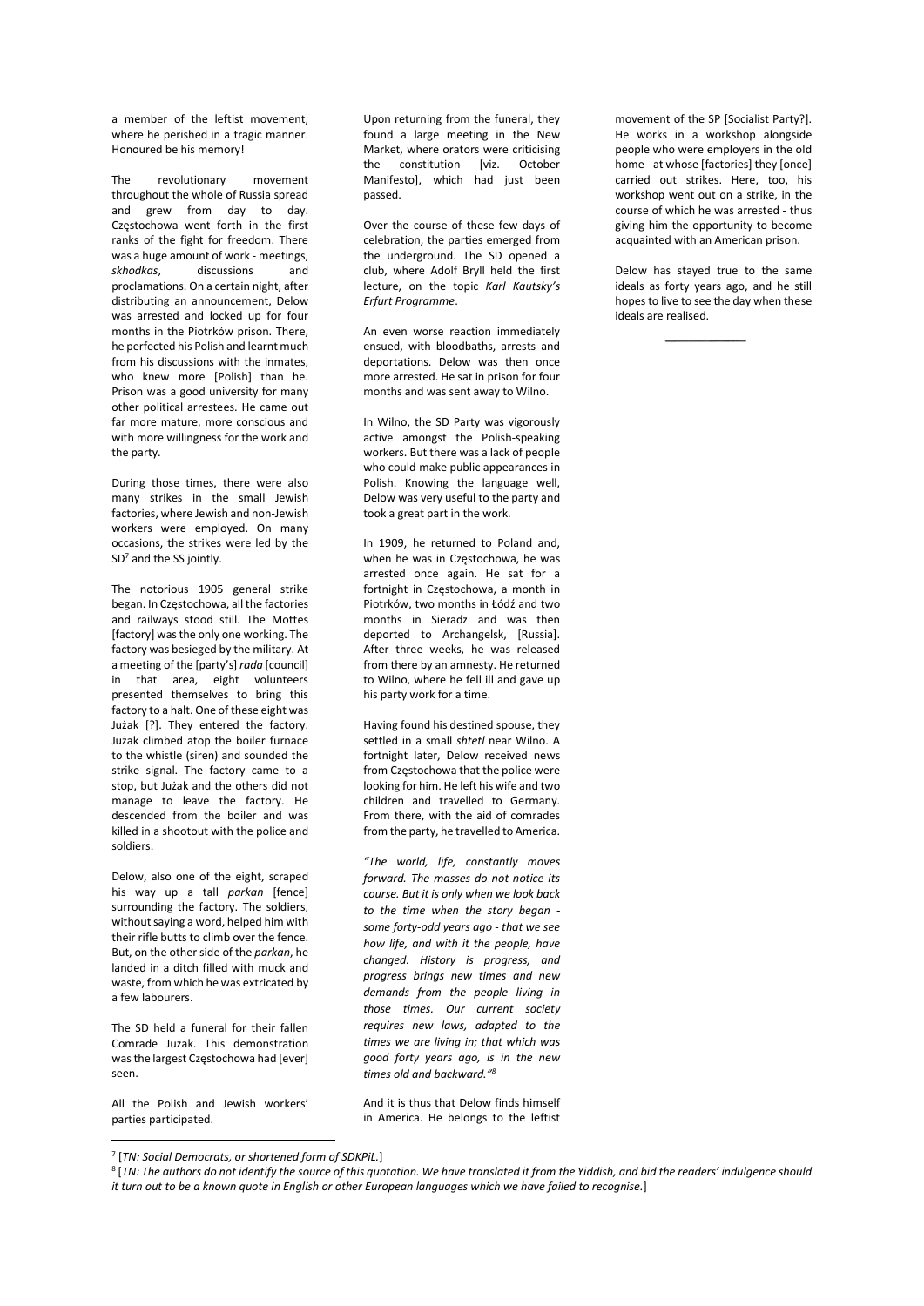a member of the leftist movement, where he perished in a tragic manner. Honoured be his memory!

The revolutionary movement throughout the whole of Russia spread and grew from day to day. Częstochowa went forth in the first ranks of the fight for freedom. There was a huge amount of work - meetings, *skhodkas*, discussions and proclamations. On a certain night, after distributing an announcement, Delow was arrested and locked up for four months in the Piotrków prison. There, he perfected his Polish and learnt much from his discussions with the inmates, who knew more [Polish] than he. Prison was a good university for many other political arrestees. He came out far more mature, more conscious and with more willingness for the work and the party.

During those times, there were also many strikes in the small Jewish factories, where Jewish and non-Jewish workers were employed. On many occasions, the strikes were led by the SD[7] and the SS jointly.

The notorious 1905 general strike began. In Częstochowa, all the factories and railways stood still. The Mottes [factory] was the only one working. The factory was besieged by the military. At a meeting of the [party's] *rada* [council] in that area, eight volunteers presented themselves to bring this factory to a halt. One of these eight was Jużak [?]. They entered the factory. Jużak climbed atop the boiler furnace to the whistle (siren) and sounded the strike signal. The factory came to a stop, but Jużak and the others did not manage to leave the factory. He descended from the boiler and was killed in a shootout with the police and soldiers.

Delow, also one of the eight, scraped his way up a tall *parkan* [fence] surrounding the factory. The soldiers, without saying a word, helped him with their rifle butts to climb over the fence. But, on the other side of the *parkan*, he landed in a ditch filled with muck and waste, from which he was extricated by a few labourers.

The SD held a funeral for their fallen Comrade Jużak. This demonstration was the largest Częstochowa had [ever] seen.

All the Polish and Jewish workers' parties participated.

Upon returning from the funeral, they found a large meeting in the New Market, where orators were criticising the constitution [viz. October Manifesto], which had just been passed.

Over the course of these few days of celebration, the parties emerged from the underground. The SD opened a club, where Adolf Bryll held the first lecture, on the topic *Karl Kautsky's Erfurt Programme*.

An even worse reaction immediately ensued, with bloodbaths, arrests and deportations. Delow was then once more arrested. He sat in prison for four months and was sent away to Wilno.

In Wilno, the SD Party was vigorously active amongst the Polish-speaking workers. But there was a lack of people who could make public appearances in Polish. Knowing the language well, Delow was very useful to the party and took a great part in the work.

In 1909, he returned to Poland and, when he was in Częstochowa, he was arrested once again. He sat for a fortnight in Częstochowa, a month in Piotrków, two months in Łódź and two months in Sieradz and was then deported to Archangelsk, [Russia]. After three weeks, he was released from there by an amnesty. He returned to Wilno, where he fell ill and gave up his party work for a time.

Having found his destined spouse, they settled in a small *shtetl* near Wilno. A fortnight later, Delow received news from Częstochowa that the police were looking for him. He left his wife and two children and travelled to Germany. From there, with the aid of comrades from the party, he travelled to America.

*"The world, life, constantly moves forward. The masses do not notice its course. But it is only when we look back to the time when the story began - some forty-odd years ago - that we see how life, and with it the people, have changed. History is progress, and progress brings new times and new demands from the people living in those times. Our current society requires new laws, adapted to the times we are living in; that which was good forty years ago, is in the new times old and backward."*[8]

And it is thus that Delow finds himself in America. He belongs to the leftist movement of the SP [Socialist Party?]. He works in a workshop alongside people who were employers in the old home - at whose [factories] they [once] carried out strikes. Here, too, his workshop went out on a strike, in the course of which he was arrested - thus giving him the opportunity to become acquainted with an American prison.

Delow has stayed true to the same ideals as forty years ago, and he still hopes to live to see the day when these ideals are realised.

---

[7] [*TN: Social Democrats, or shortened form of SDKPiL.*]

[8] [*TN: The authors do not identify the source of this quotation. We have translated it from the Yiddish, and bid the readers' indulgence should it turn out to be a known quote in English or other European languages which we have failed to recognise.*]